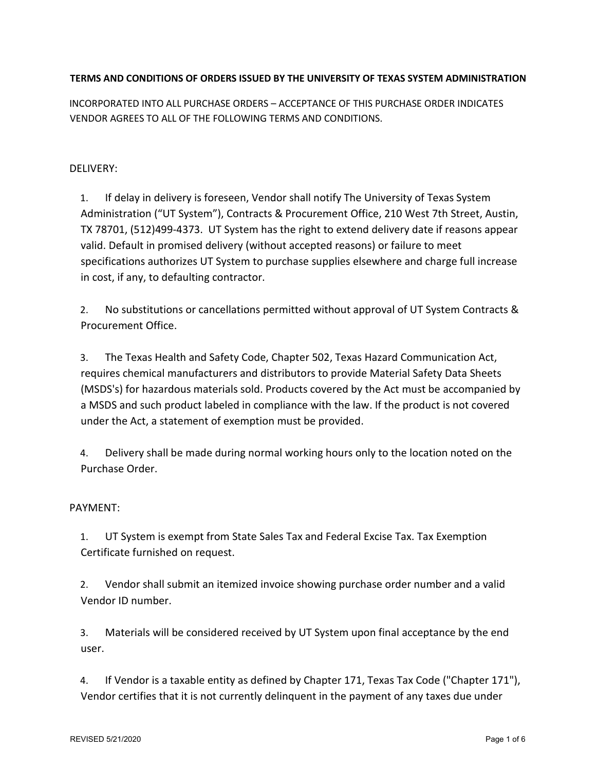# TERMS AND CONDITIONS OF ORDERS ISSUED BY THE UNIVERSITY OF TEXAS SYSTEM ADMINISTRATION

INCORPORATED INTO ALL PURCHASE ORDERS – ACCEPTANCE OF THIS PURCHASE ORDER INDICATES VENDOR AGREES TO ALL OF THE FOLLOWING TERMS AND CONDITIONS.

## DELIVERY:

1. If delay in delivery is foreseen, Vendor shall notify The University of Texas System Administration ("UT System"), Contracts & Procurement Office, 210 West 7th Street, Austin, TX 78701, (512)499-4373. UT System has the right to extend delivery date if reasons appear valid. Default in promised delivery (without accepted reasons) or failure to meet specifications authorizes UT System to purchase supplies elsewhere and charge full increase in cost, if any, to defaulting contractor.

2. No substitutions or cancellations permitted without approval of UT System Contracts & Procurement Office.

3. The Texas Health and Safety Code, Chapter 502, Texas Hazard Communication Act, requires chemical manufacturers and distributors to provide Material Safety Data Sheets (MSDS's) for hazardous materials sold. Products covered by the Act must be accompanied by a MSDS and such product labeled in compliance with the law. If the product is not covered under the Act, a statement of exemption must be provided.

4. Delivery shall be made during normal working hours only to the location noted on the Purchase Order.

## PAYMENT:

1. UT System is exempt from State Sales Tax and Federal Excise Tax. Tax Exemption Certificate furnished on request.

2. Vendor shall submit an itemized invoice showing purchase order number and a valid Vendor ID number.

3. Materials will be considered received by UT System upon final acceptance by the end user.

4. If Vendor is a taxable entity as defined by Chapter 171, Texas Tax Code ("Chapter 171"), Vendor certifies that it is not currently delinquent in the payment of any taxes due under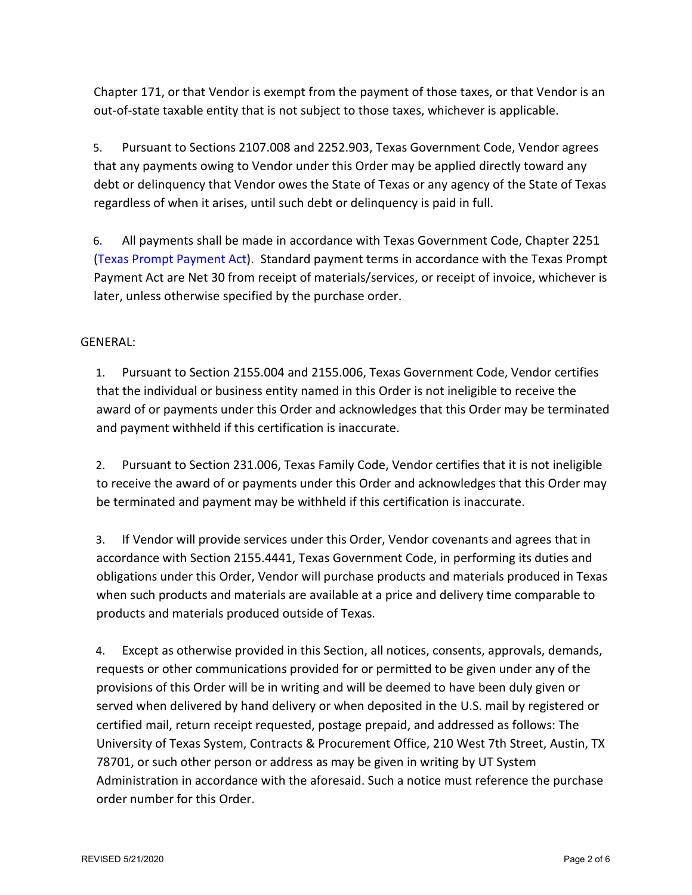Chapter 171, or that Vendor is exempt from the payment of those taxes, or that Vendor is an out-of-state taxable entity that is not subject to those taxes, whichever is applicable.

5. Pursuant to Sections 2107.008 and 2252.903, Texas Government Code, Vendor agrees that any payments owing to Vendor under this Order may be applied directly toward any debt or delinquency that Vendor owes the State of Texas or any agency of the State of Texas regardless of when it arises, until such debt or delinquency is paid in full.

6. All payments shall be made in accordance with Texas Government Code, Chapter 2251 (Texas Prompt Payment Act). Standard payment terms in accordance with the Texas Prompt Payment Act are Net 30 from receipt of materials/services, or receipt of invoice, whichever is later, unless otherwise specified by the purchase order.

GENERAL:

1. Pursuant to Section 2155.004 and 2155.006, Texas Government Code, Vendor certifies that the individual or business entity named in this Order is not ineligible to receive the award of or payments under this Order and acknowledges that this Order may be terminated and payment withheld if this certification is inaccurate.

2. Pursuant to Section 231.006, Texas Family Code, Vendor certifies that it is not ineligible to receive the award of or payments under this Order and acknowledges that this Order may be terminated and payment may be withheld if this certification is inaccurate.

3. If Vendor will provide services under this Order, Vendor covenants and agrees that in accordance with Section 2155.4441, Texas Government Code, in performing its duties and obligations under this Order, Vendor will purchase products and materials produced in Texas when such products and materials are available at a price and delivery time comparable to products and materials produced outside of Texas.

4. Except as otherwise provided in this Section, all notices, consents, approvals, demands, requests or other communications provided for or permitted to be given under any of the provisions of this Order will be in writing and will be deemed to have been duly given or served when delivered by hand delivery or when deposited in the U.S. mail by registered or certified mail, return receipt requested, postage prepaid, and addressed as follows: The University of Texas System, Contracts & Procurement Office, 210 West 7th Street, Austin, TX 78701, or such other person or address as may be given in writing by UT System Administration in accordance with the aforesaid. Such a notice must reference the purchase order number for this Order.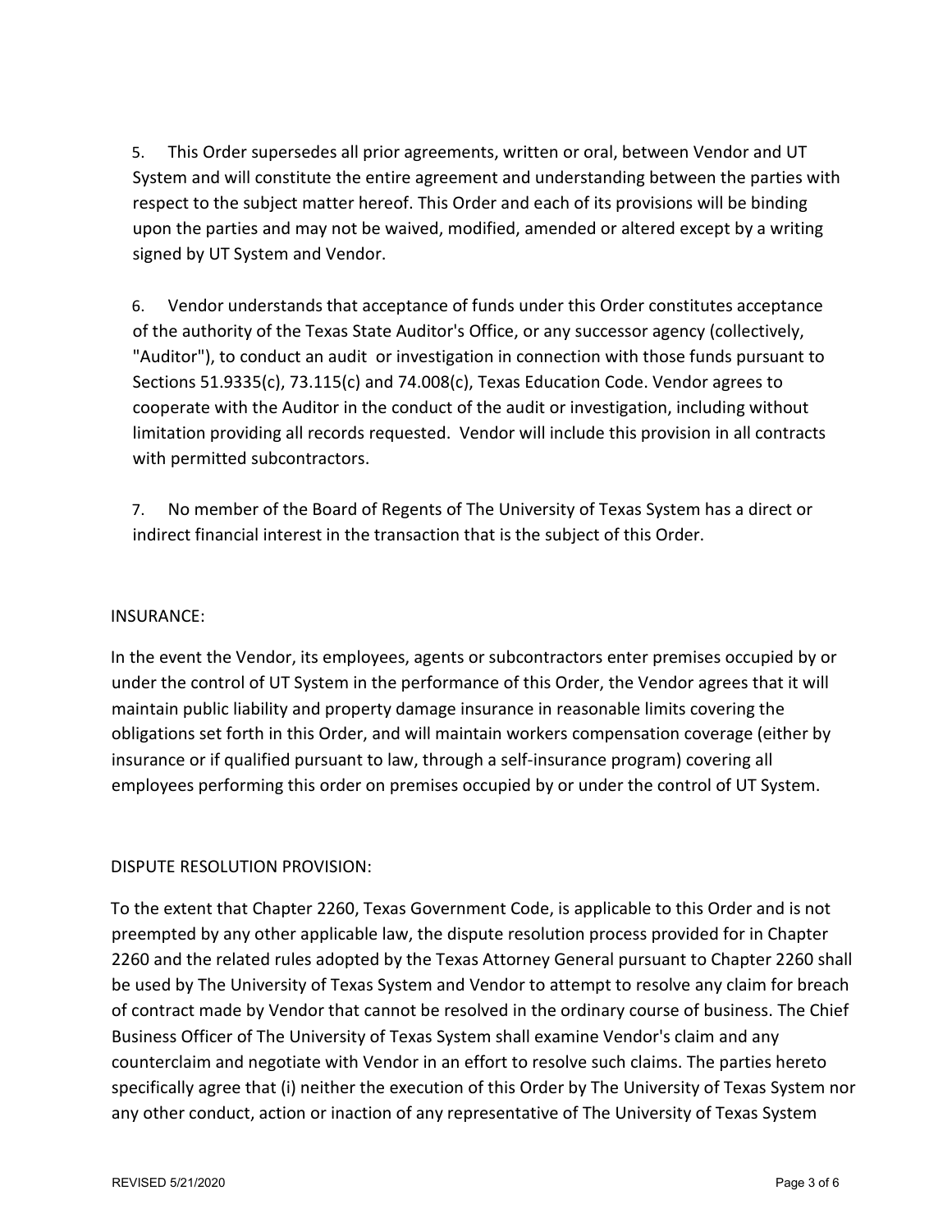5. This Order supersedes all prior agreements, written or oral, between Vendor and UT System and will constitute the entire agreement and understanding between the parties with respect to the subject matter hereof. This Order and each of its provisions will be binding upon the parties and may not be waived, modified, amended or altered except by a writing signed by UT System and Vendor.

6. Vendor understands that acceptance of funds under this Order constitutes acceptance of the authority of the Texas State Auditor's Office, or any successor agency (collectively, "Auditor"), to conduct an audit or investigation in connection with those funds pursuant to Sections 51.9335(c), 73.115(c) and 74.008(c), Texas Education Code. Vendor agrees to cooperate with the Auditor in the conduct of the audit or investigation, including without limitation providing all records requested. Vendor will include this provision in all contracts with permitted subcontractors.

7. No member of the Board of Regents of The University of Texas System has a direct or indirect financial interest in the transaction that is the subject of this Order.

INSURANCE:

In the event the Vendor, its employees, agents or subcontractors enter premises occupied by or under the control of UT System in the performance of this Order, the Vendor agrees that it will maintain public liability and property damage insurance in reasonable limits covering the obligations set forth in this Order, and will maintain workers compensation coverage (either by insurance or if qualified pursuant to law, through a self-insurance program) covering all employees performing this order on premises occupied by or under the control of UT System.

DISPUTE RESOLUTION PROVISION:

To the extent that Chapter 2260, Texas Government Code, is applicable to this Order and is not preempted by any other applicable law, the dispute resolution process provided for in Chapter 2260 and the related rules adopted by the Texas Attorney General pursuant to Chapter 2260 shall be used by The University of Texas System and Vendor to attempt to resolve any claim for breach of contract made by Vendor that cannot be resolved in the ordinary course of business. The Chief Business Officer of The University of Texas System shall examine Vendor's claim and any counterclaim and negotiate with Vendor in an effort to resolve such claims. The parties hereto specifically agree that (i) neither the execution of this Order by The University of Texas System nor any other conduct, action or inaction of any representative of The University of Texas System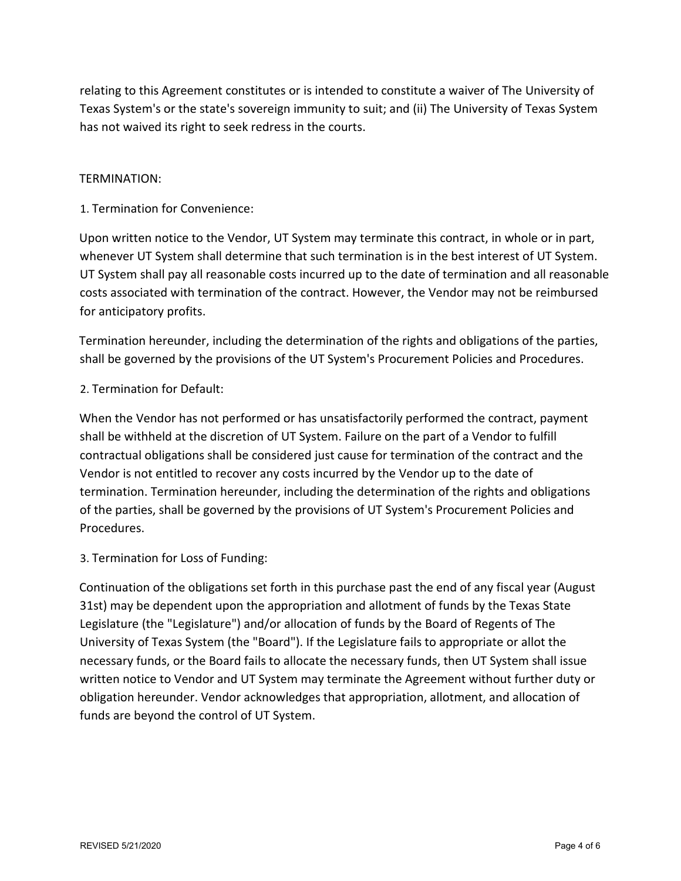relating to this Agreement constitutes or is intended to constitute a waiver of The University of Texas System's or the state's sovereign immunity to suit; and (ii) The University of Texas System has not waived its right to seek redress in the courts.

TERMINATION:

1. Termination for Convenience:

Upon written notice to the Vendor, UT System may terminate this contract, in whole or in part, whenever UT System shall determine that such termination is in the best interest of UT System. UT System shall pay all reasonable costs incurred up to the date of termination and all reasonable costs associated with termination of the contract. However, the Vendor may not be reimbursed for anticipatory profits.

Termination hereunder, including the determination of the rights and obligations of the parties, shall be governed by the provisions of the UT System's Procurement Policies and Procedures.

2. Termination for Default:

When the Vendor has not performed or has unsatisfactorily performed the contract, payment shall be withheld at the discretion of UT System. Failure on the part of a Vendor to fulfill contractual obligations shall be considered just cause for termination of the contract and the Vendor is not entitled to recover any costs incurred by the Vendor up to the date of termination. Termination hereunder, including the determination of the rights and obligations of the parties, shall be governed by the provisions of UT System's Procurement Policies and Procedures.

3. Termination for Loss of Funding:

Continuation of the obligations set forth in this purchase past the end of any fiscal year (August 31st) may be dependent upon the appropriation and allotment of funds by the Texas State Legislature (the "Legislature") and/or allocation of funds by the Board of Regents of The University of Texas System (the "Board"). If the Legislature fails to appropriate or allot the necessary funds, or the Board fails to allocate the necessary funds, then UT System shall issue written notice to Vendor and UT System may terminate the Agreement without further duty or obligation hereunder. Vendor acknowledges that appropriation, allotment, and allocation of funds are beyond the control of UT System.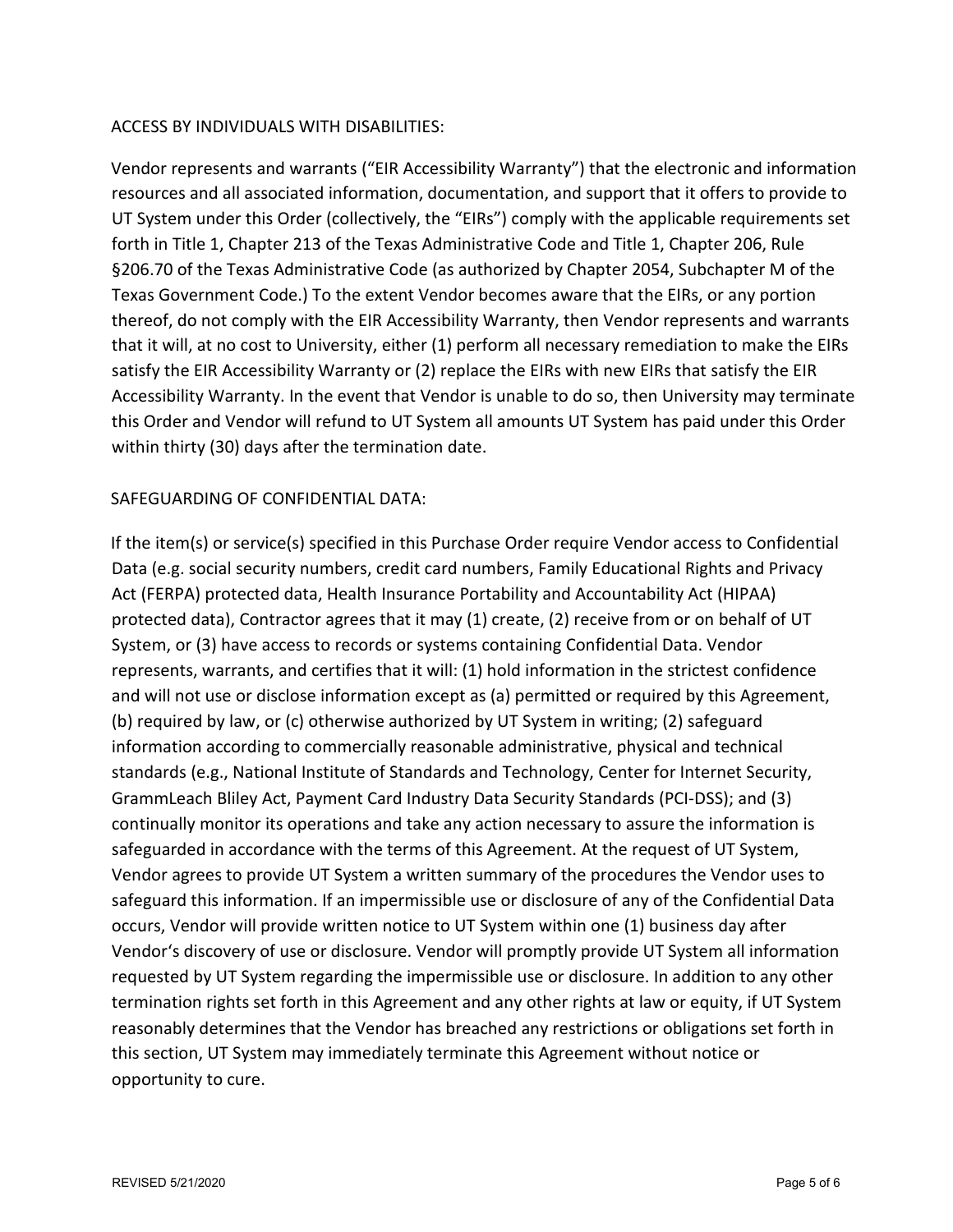## ACCESS BY INDIVIDUALS WITH DISABILITIES:

Vendor represents and warrants ("EIR Accessibility Warranty") that the electronic and information resources and all associated information, documentation, and support that it offers to provide to UT System under this Order (collectively, the "EIRs") comply with the applicable requirements set forth in Title 1, Chapter 213 of the Texas Administrative Code and Title 1, Chapter 206, Rule §206.70 of the Texas Administrative Code (as authorized by Chapter 2054, Subchapter M of the Texas Government Code.) To the extent Vendor becomes aware that the EIRs, or any portion thereof, do not comply with the EIR Accessibility Warranty, then Vendor represents and warrants that it will, at no cost to University, either (1) perform all necessary remediation to make the EIRs satisfy the EIR Accessibility Warranty or (2) replace the EIRs with new EIRs that satisfy the EIR Accessibility Warranty. In the event that Vendor is unable to do so, then University may terminate this Order and Vendor will refund to UT System all amounts UT System has paid under this Order within thirty (30) days after the termination date.

## SAFEGUARDING OF CONFIDENTIAL DATA:

If the item(s) or service(s) specified in this Purchase Order require Vendor access to Confidential Data (e.g. social security numbers, credit card numbers, Family Educational Rights and Privacy Act (FERPA) protected data, Health Insurance Portability and Accountability Act (HIPAA) protected data), Contractor agrees that it may (1) create, (2) receive from or on behalf of UT System, or (3) have access to records or systems containing Confidential Data. Vendor represents, warrants, and certifies that it will: (1) hold information in the strictest confidence and will not use or disclose information except as (a) permitted or required by this Agreement, (b) required by law, or (c) otherwise authorized by UT System in writing; (2) safeguard information according to commercially reasonable administrative, physical and technical standards (e.g., National Institute of Standards and Technology, Center for Internet Security, GrammLeach Bliley Act, Payment Card Industry Data Security Standards (PCI-DSS); and (3) continually monitor its operations and take any action necessary to assure the information is safeguarded in accordance with the terms of this Agreement. At the request of UT System, Vendor agrees to provide UT System a written summary of the procedures the Vendor uses to safeguard this information. If an impermissible use or disclosure of any of the Confidential Data occurs, Vendor will provide written notice to UT System within one (1) business day after Vendor's discovery of use or disclosure. Vendor will promptly provide UT System all information requested by UT System regarding the impermissible use or disclosure. In addition to any other termination rights set forth in this Agreement and any other rights at law or equity, if UT System reasonably determines that the Vendor has breached any restrictions or obligations set forth in this section, UT System may immediately terminate this Agreement without notice or opportunity to cure.

REVISED 5/21/2020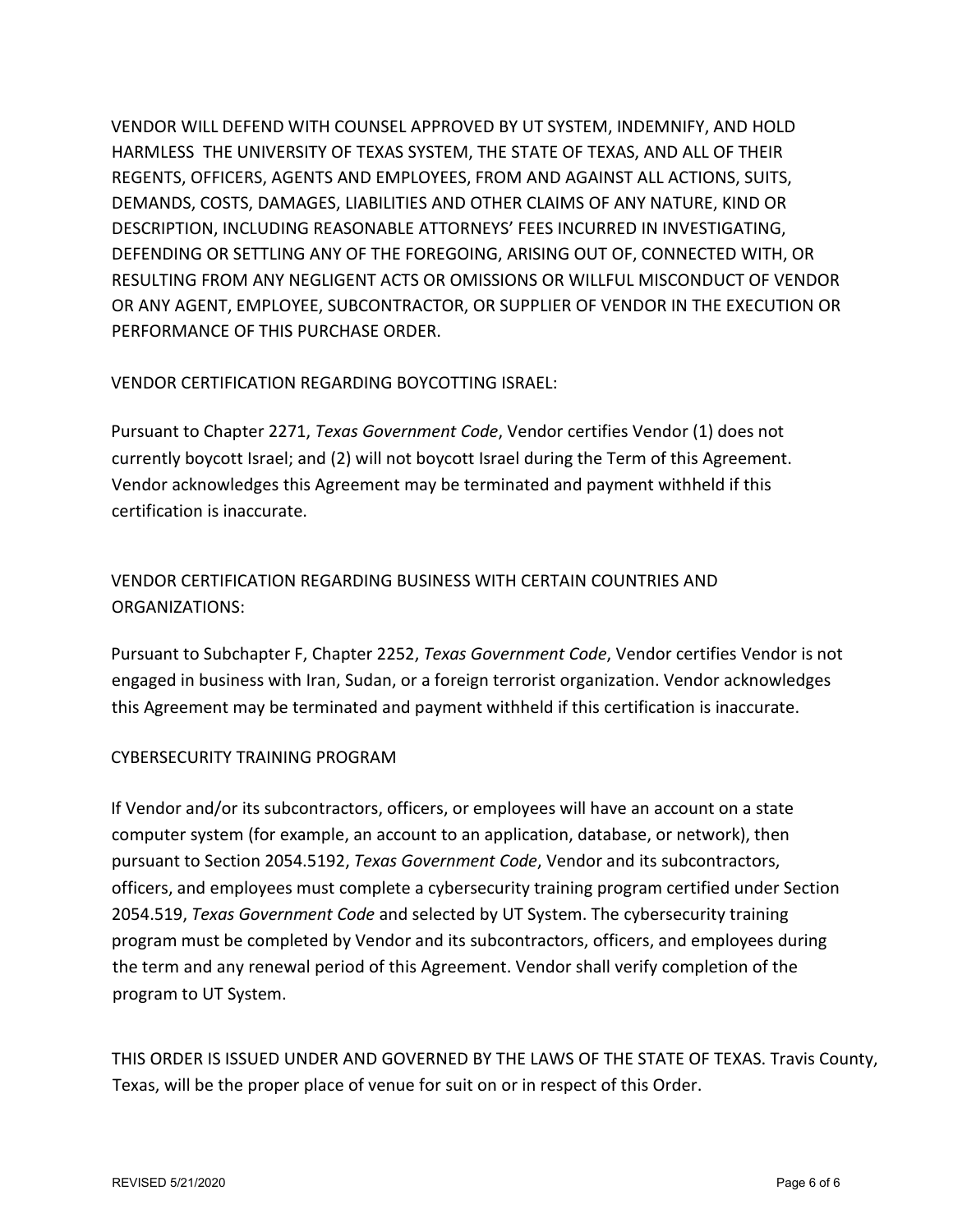VENDOR WILL DEFEND WITH COUNSEL APPROVED BY UT SYSTEM, INDEMNIFY, AND HOLD HARMLESS THE UNIVERSITY OF TEXAS SYSTEM, THE STATE OF TEXAS, AND ALL OF THEIR REGENTS, OFFICERS, AGENTS AND EMPLOYEES, FROM AND AGAINST ALL ACTIONS, SUITS, DEMANDS, COSTS, DAMAGES, LIABILITIES AND OTHER CLAIMS OF ANY NATURE, KIND OR DESCRIPTION, INCLUDING REASONABLE ATTORNEYS' FEES INCURRED IN INVESTIGATING, DEFENDING OR SETTLING ANY OF THE FOREGOING, ARISING OUT OF, CONNECTED WITH, OR RESULTING FROM ANY NEGLIGENT ACTS OR OMISSIONS OR WILLFUL MISCONDUCT OF VENDOR OR ANY AGENT, EMPLOYEE, SUBCONTRACTOR, OR SUPPLIER OF VENDOR IN THE EXECUTION OR PERFORMANCE OF THIS PURCHASE ORDER.

VENDOR CERTIFICATION REGARDING BOYCOTTING ISRAEL:

Pursuant to Chapter 2271, *Texas Government Code*, Vendor certifies Vendor (1) does not currently boycott Israel; and (2) will not boycott Israel during the Term of this Agreement. Vendor acknowledges this Agreement may be terminated and payment withheld if this certification is inaccurate.

VENDOR CERTIFICATION REGARDING BUSINESS WITH CERTAIN COUNTRIES AND ORGANIZATIONS:

Pursuant to Subchapter F, Chapter 2252, *Texas Government Code*, Vendor certifies Vendor is not engaged in business with Iran, Sudan, or a foreign terrorist organization. Vendor acknowledges this Agreement may be terminated and payment withheld if this certification is inaccurate.

CYBERSECURITY TRAINING PROGRAM

If Vendor and/or its subcontractors, officers, or employees will have an account on a state computer system (for example, an account to an application, database, or network), then pursuant to Section 2054.5192, *Texas Government Code*, Vendor and its subcontractors, officers, and employees must complete a cybersecurity training program certified under Section 2054.519, *Texas Government Code* and selected by UT System. The cybersecurity training program must be completed by Vendor and its subcontractors, officers, and employees during the term and any renewal period of this Agreement. Vendor shall verify completion of the program to UT System.

THIS ORDER IS ISSUED UNDER AND GOVERNED BY THE LAWS OF THE STATE OF TEXAS. Travis County, Texas, will be the proper place of venue for suit on or in respect of this Order.

REVISED 5/21/2020